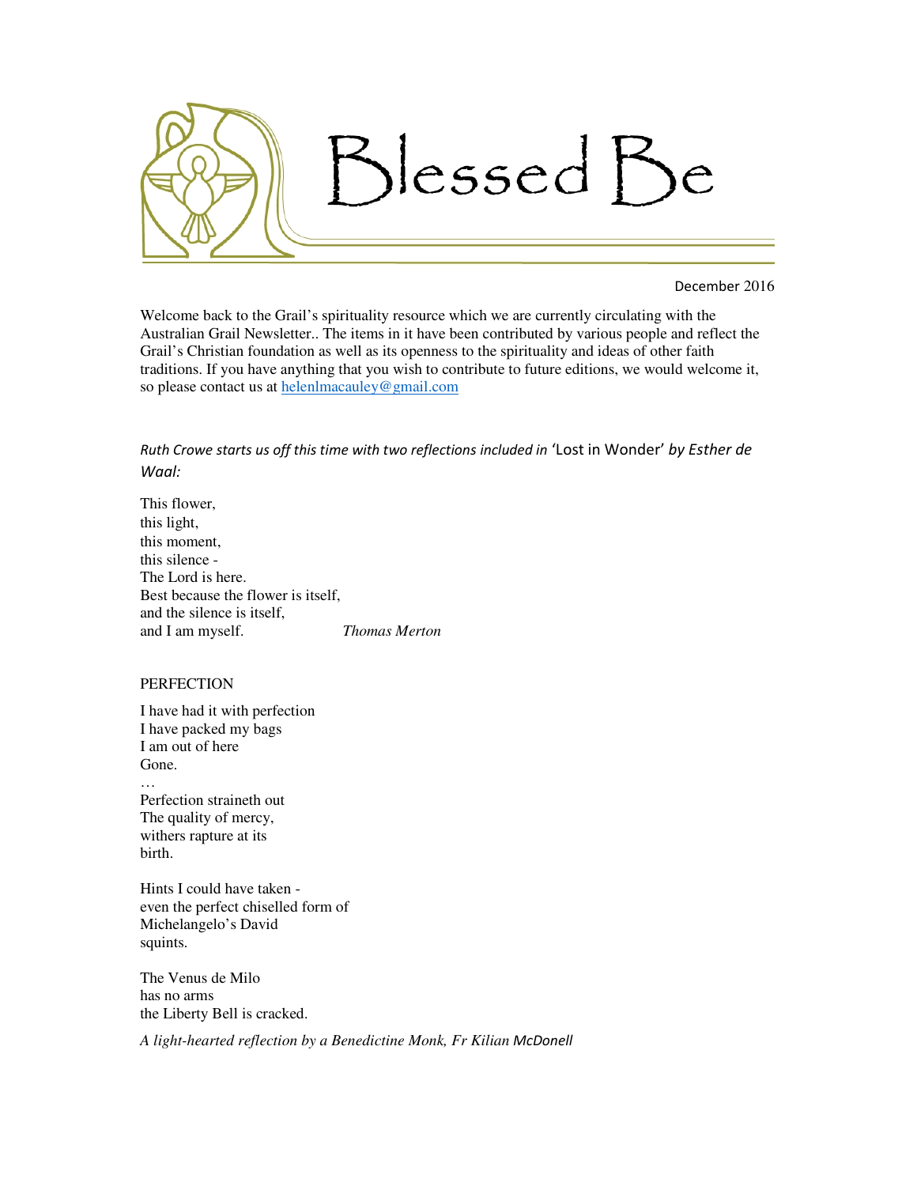# Blessed Be

December 2016

Welcome back to the Grail's spirituality resource which we are currently circulating with the Australian Grail Newsletter.. The items in it have been contributed by various people and reflect the Grail's Christian foundation as well as its openness to the spirituality and ideas of other faith traditions. If you have anything that you wish to contribute to future editions, we would welcome it, so please contact us at helenlmacauley@gmail.com

*Ruth Crowe starts us off this time with two reflections included in* 'Lost in Wonder' *by Esther de Waal:*

This flower,  
this light,  
this moment,  
this silence -  
The Lord is here.  
Best because the flower is itself,  
and the silence is itself,  
and I am myself. *Thomas Merton*

PERFECTION

I have had it with perfection  
I have packed my bags  
I am out of here  
Gone.  
…  
Perfection straineth out  
The quality of mercy,  
withers rapture at its  
birth.

Hints I could have taken -  
even the perfect chiselled form of  
Michelangelo's David  
squints.

The Venus de Milo  
has no arms  
the Liberty Bell is cracked.

*A light-hearted reflection by a Benedictine Monk, Fr Kilian McDonell*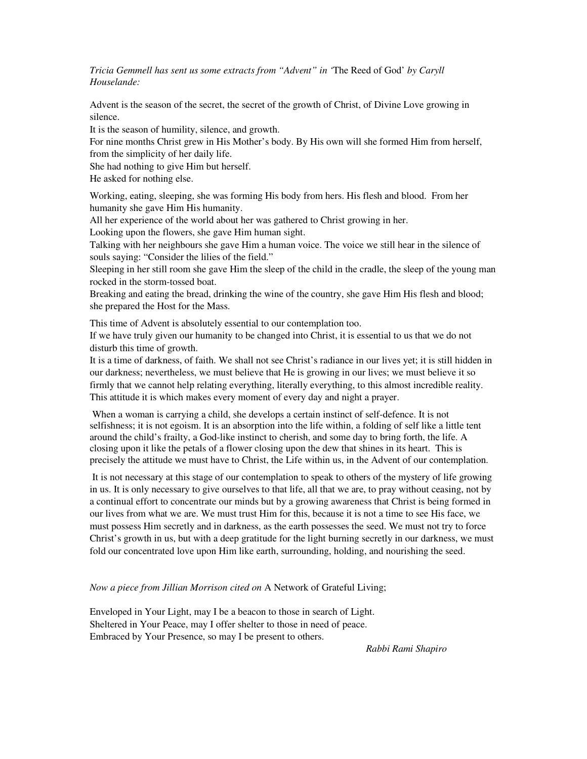*Tricia Gemmell has sent us some extracts from "Advent" in '*The Reed of God' *by Caryll Houselande:*

Advent is the season of the secret, the secret of the growth of Christ, of Divine Love growing in silence.
It is the season of humility, silence, and growth.
For nine months Christ grew in His Mother's body. By His own will she formed Him from herself, from the simplicity of her daily life.
She had nothing to give Him but herself.
He asked for nothing else.

Working, eating, sleeping, she was forming His body from hers. His flesh and blood. From her humanity she gave Him His humanity.
All her experience of the world about her was gathered to Christ growing in her.
Looking upon the flowers, she gave Him human sight.
Talking with her neighbours she gave Him a human voice. The voice we still hear in the silence of souls saying: "Consider the lilies of the field."
Sleeping in her still room she gave Him the sleep of the child in the cradle, the sleep of the young man rocked in the storm-tossed boat.
Breaking and eating the bread, drinking the wine of the country, she gave Him His flesh and blood; she prepared the Host for the Mass.

This time of Advent is absolutely essential to our contemplation too.
If we have truly given our humanity to be changed into Christ, it is essential to us that we do not disturb this time of growth.
It is a time of darkness, of faith. We shall not see Christ's radiance in our lives yet; it is still hidden in our darkness; nevertheless, we must believe that He is growing in our lives; we must believe it so firmly that we cannot help relating everything, literally everything, to this almost incredible reality. This attitude it is which makes every moment of every day and night a prayer.

When a woman is carrying a child, she develops a certain instinct of self-defence. It is not selfishness; it is not egoism. It is an absorption into the life within, a folding of self like a little tent around the child's frailty, a God-like instinct to cherish, and some day to bring forth, the life. A closing upon it like the petals of a flower closing upon the dew that shines in its heart. This is precisely the attitude we must have to Christ, the Life within us, in the Advent of our contemplation.

It is not necessary at this stage of our contemplation to speak to others of the mystery of life growing in us. It is only necessary to give ourselves to that life, all that we are, to pray without ceasing, not by a continual effort to concentrate our minds but by a growing awareness that Christ is being formed in our lives from what we are. We must trust Him for this, because it is not a time to see His face, we must possess Him secretly and in darkness, as the earth possesses the seed. We must not try to force Christ's growth in us, but with a deep gratitude for the light burning secretly in our darkness, we must fold our concentrated love upon Him like earth, surrounding, holding, and nourishing the seed.

*Now a piece from Jillian Morrison cited on* A Network of Grateful Living;

Enveloped in Your Light, may I be a beacon to those in search of Light.
Sheltered in Your Peace, may I offer shelter to those in need of peace.
Embraced by Your Presence, so may I be present to others.

*Rabbi Rami Shapiro*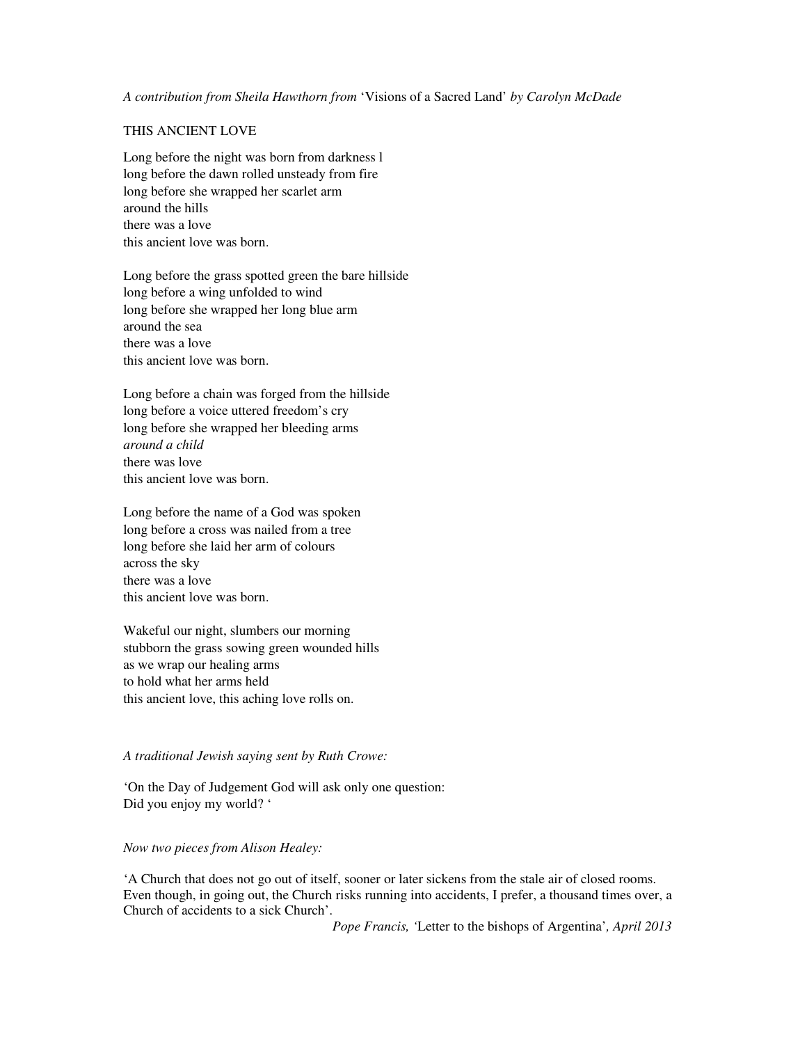*A contribution from Sheila Hawthorn from* 'Visions of a Sacred Land' *by Carolyn McDade*

THIS ANCIENT LOVE

Long before the night was born from darkness l  
long before the dawn rolled unsteady from fire  
long before she wrapped her scarlet arm  
around the hills  
there was a love  
this ancient love was born.

Long before the grass spotted green the bare hillside  
long before a wing unfolded to wind  
long before she wrapped her long blue arm  
around the sea  
there was a love  
this ancient love was born.

Long before a chain was forged from the hillside  
long before a voice uttered freedom's cry  
long before she wrapped her bleeding arms  
*around a child*  
there was love  
this ancient love was born.

Long before the name of a God was spoken  
long before a cross was nailed from a tree  
long before she laid her arm of colours  
across the sky  
there was a love  
this ancient love was born.

Wakeful our night, slumbers our morning  
stubborn the grass sowing green wounded hills  
as we wrap our healing arms  
to hold what her arms held  
this ancient love, this aching love rolls on.

*A traditional Jewish saying sent by Ruth Crowe:*

'On the Day of Judgement God will ask only one question:  
Did you enjoy my world? '

*Now two pieces from Alison Healey:*

'A Church that does not go out of itself, sooner or later sickens from the stale air of closed rooms. Even though, in going out, the Church risks running into accidents, I prefer, a thousand times over, a Church of accidents to a sick Church'.

*Pope Francis, '*Letter to the bishops of Argentina'*, April 2013*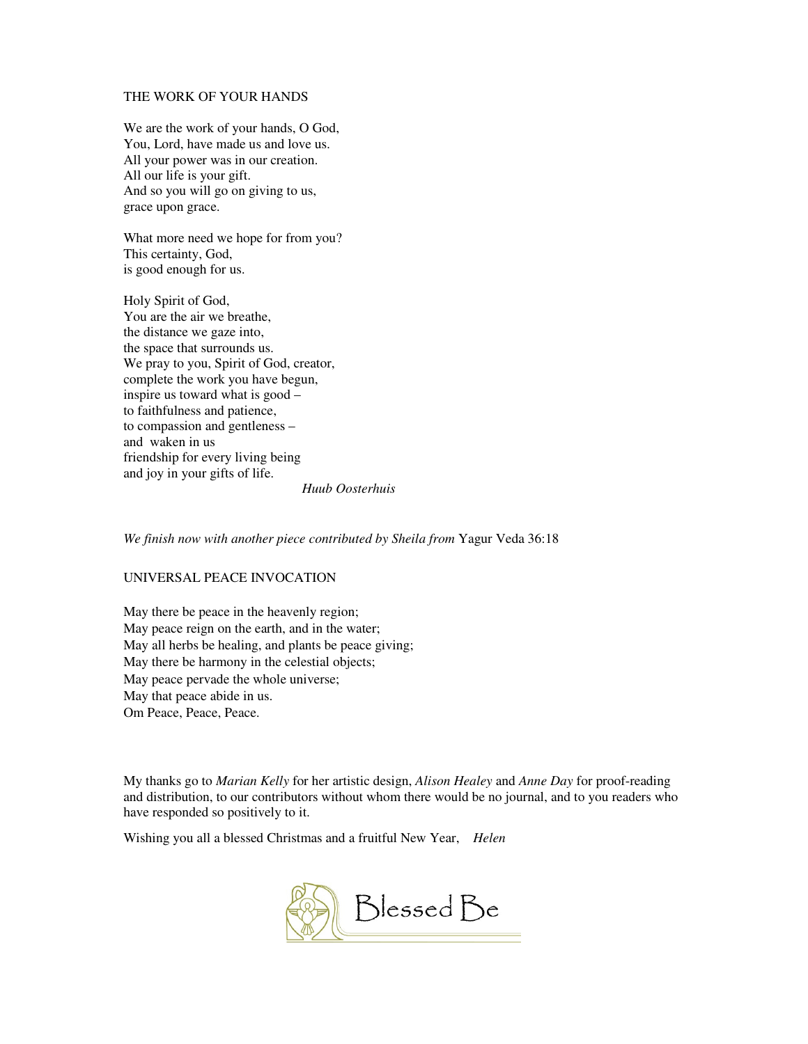## THE WORK OF YOUR HANDS

We are the work of your hands, O God,  
You, Lord, have made us and love us.  
All your power was in our creation.  
All our life is your gift.  
And so you will go on giving to us,  
grace upon grace.

What more need we hope for from you?  
This certainty, God,  
is good enough for us.

Holy Spirit of God,  
You are the air we breathe,  
the distance we gaze into,  
the space that surrounds us.  
We pray to you, Spirit of God, creator,  
complete the work you have begun,  
inspire us toward what is good –  
to faithfulness and patience,  
to compassion and gentleness –  
and waken in us  
friendship for every living being  
and joy in your gifts of life.

*Huub Oosterhuis*

*We finish now with another piece contributed by Sheila from* Yagur Veda 36:18

## UNIVERSAL PEACE INVOCATION

May there be peace in the heavenly region;  
May peace reign on the earth, and in the water;  
May all herbs be healing, and plants be peace giving;  
May there be harmony in the celestial objects;  
May peace pervade the whole universe;  
May that peace abide in us.  
Om Peace, Peace, Peace.

My thanks go to *Marian Kelly* for her artistic design, *Alison Healey* and *Anne Day* for proof-reading and distribution, to our contributors without whom there would be no journal, and to you readers who have responded so positively to it.

Wishing you all a blessed Christmas and a fruitful New Year, *Helen*

Blessed Be